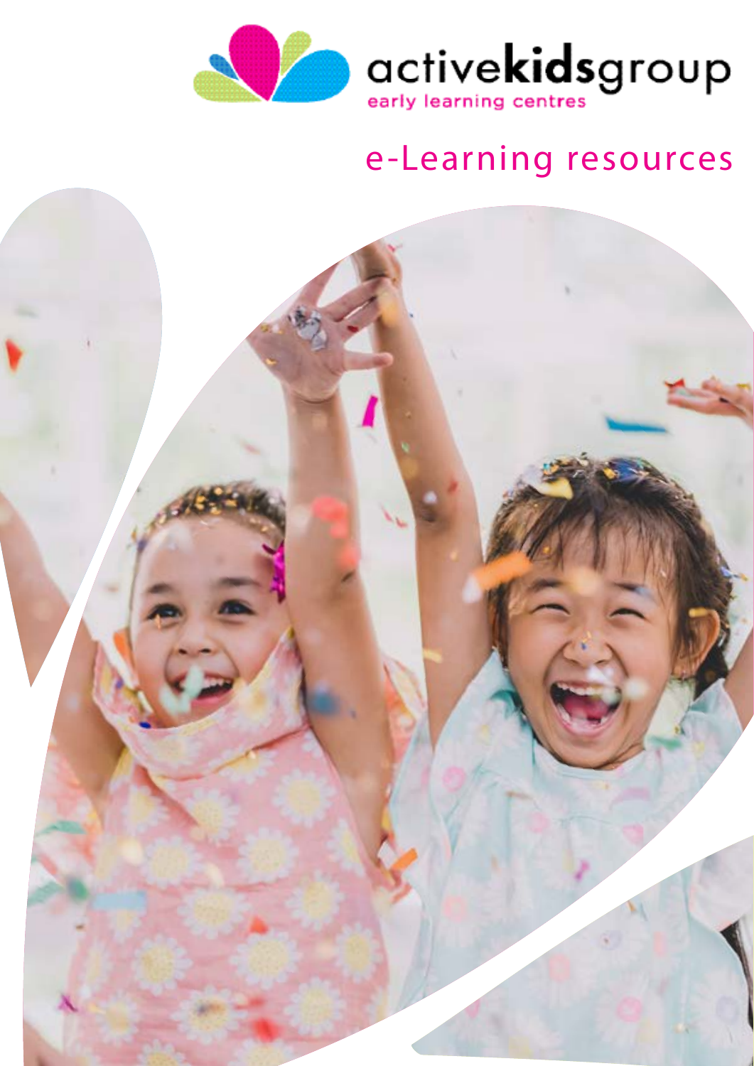activekidsgroup

early learning centres

# e-Learning resources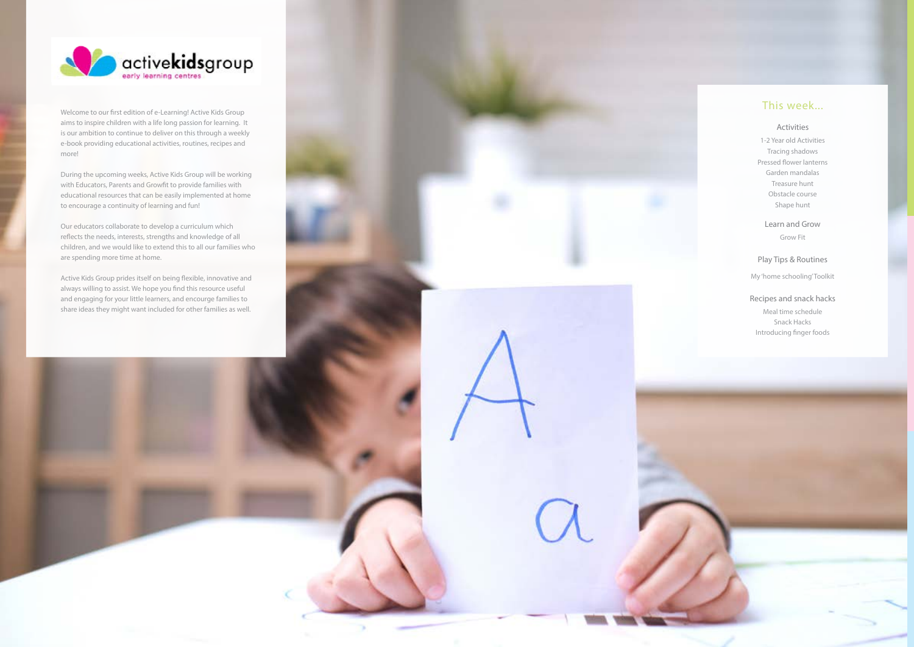activekidsgroup
early learning centres

Welcome to our first edition of e-Learning! Active Kids Group aims to inspire children with a life long passion for learning. It is our ambition to continue to deliver on this through a weekly e-book providing educational activities, routines, recipes and more!

During the upcoming weeks, Active Kids Group will be working with Educators, Parents and Growfit to provide families with educational resources that can be easily implemented at home to encourage a continuity of learning and fun!

Our educators collaborate to develop a curriculum which reflects the needs, interests, strengths and knowledge of all children, and we would like to extend this to all our families who are spending more time at home.

Active Kids Group prides itself on being flexible, innovative and always willing to assist. We hope you find this resource useful and engaging for your little learners, and encourge families to share ideas they might want included for other families as well.

## This week...

### Activities

1-2 Year old Activities
Tracing shadows
Pressed flower lanterns
Garden mandalas
Treasure hunt
Obstacle course
Shape hunt

### Learn and Grow

Grow Fit

### Play Tips & Routines

My 'home schooling' Toolkit

### Recipes and snack hacks

Meal time schedule
Snack Hacks
Introducing finger foods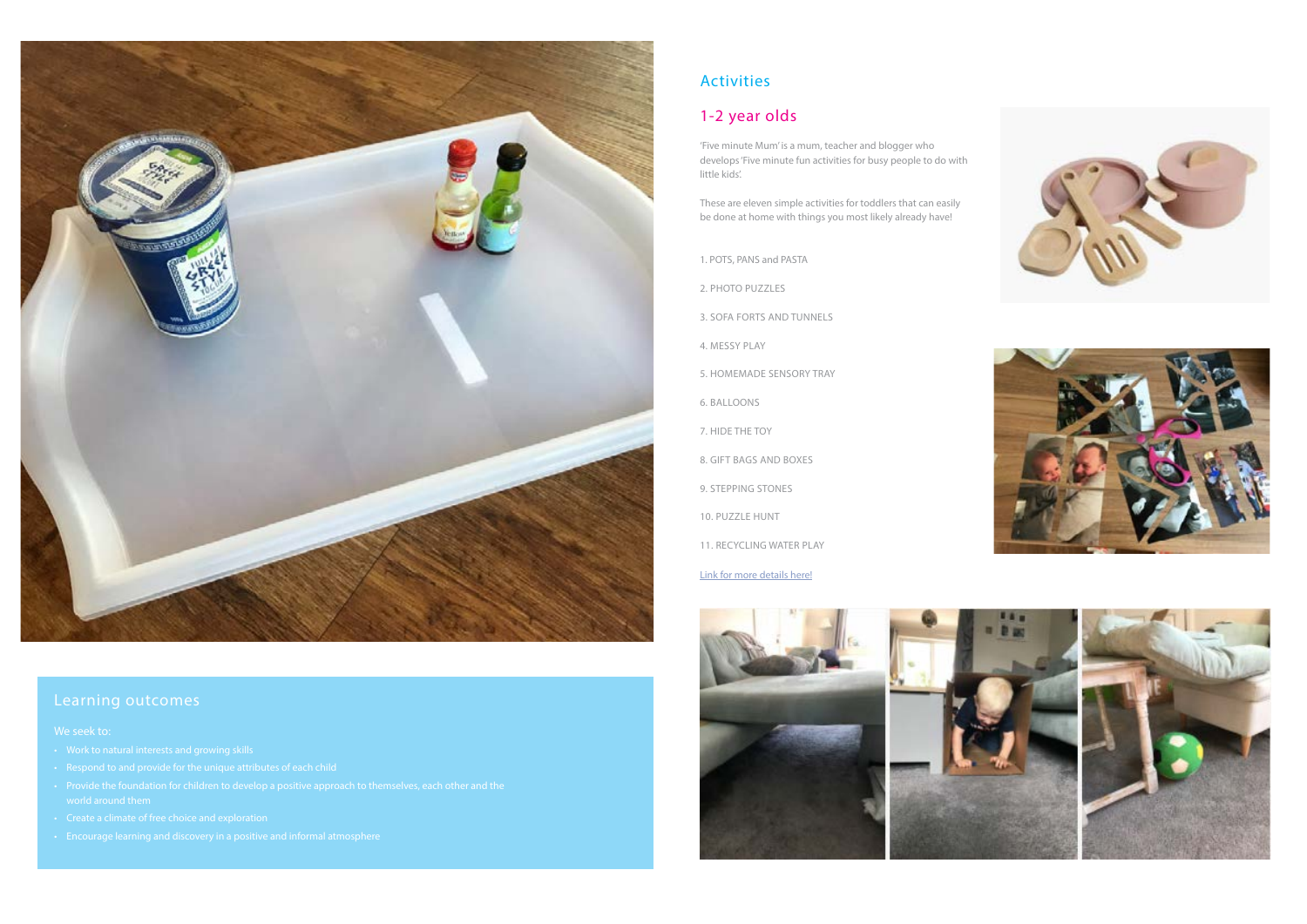## Activities

### 1-2 year olds

'Five minute Mum' is a mum, teacher and blogger who develops 'Five minute fun activities for busy people to do with little kids'.

These are eleven simple activities for toddlers that can easily be done at home with things you most likely already have!

1. POTS, PANS and PASTA
2. PHOTO PUZZLES
3. SOFA FORTS AND TUNNELS
4. MESSY PLAY
5. HOMEMADE SENSORY TRAY
6. BALLOONS
7. HIDE THE TOY
8. GIFT BAGS AND BOXES
9. STEPPING STONES
10. PUZZLE HUNT
11. RECYCLING WATER PLAY

Link for more details here!

### Learning outcomes

We seek to:

- Work to natural interests and growing skills
- Respond to and provide for the unique attributes of each child
- Provide the foundation for children to develop a positive approach to themselves, each other and the world around them
- Create a climate of free choice and exploration
- Encourage learning and discovery in a positive and informal atmosphere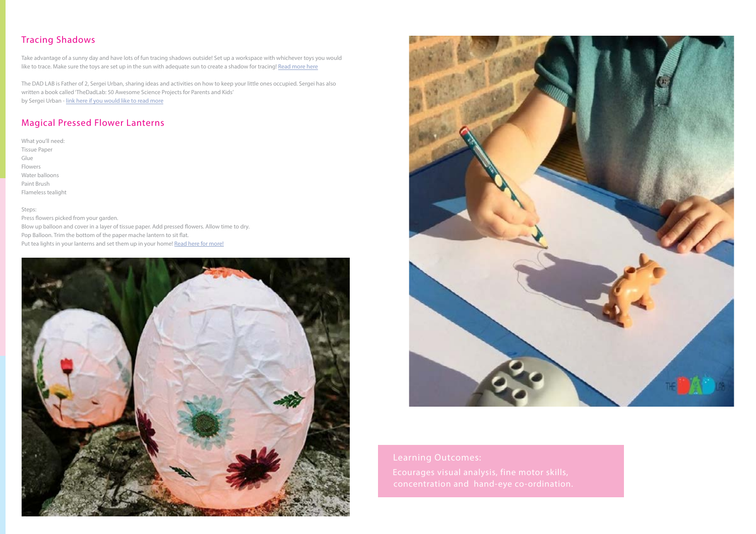## Tracing Shadows

Take advantage of a sunny day and have lots of fun tracing shadows outside! Set up a workspace with whichever toys you would like to trace. Make sure the toys are set up in the sun with adequate sun to create a shadow for tracing! Read more here

The DAD LAB is Father of 2, Sergei Urban, sharing ideas and activities on how to keep your little ones occupied. Sergei has also written a book called 'TheDadLab: 50 Awesome Science Projects for Parents and Kids' by Sergei Urban - link here if you would like to read more

## Magical Pressed Flower Lanterns

What you'll need:
Tissue Paper
Glue
Flowers
Water balloons
Paint Brush
Flameless tealight

Steps:
Press flowers picked from your garden.
Blow up balloon and cover in a layer of tissue paper. Add pressed flowers. Allow time to dry.
Pop Balloon. Trim the bottom of the paper mache lantern to sit flat.
Put tea lights in your lanterns and set them up in your home! Read here for more!

Learning Outcomes:
Ecourages visual analysis, fine motor skills, concentration and hand-eye co-ordination.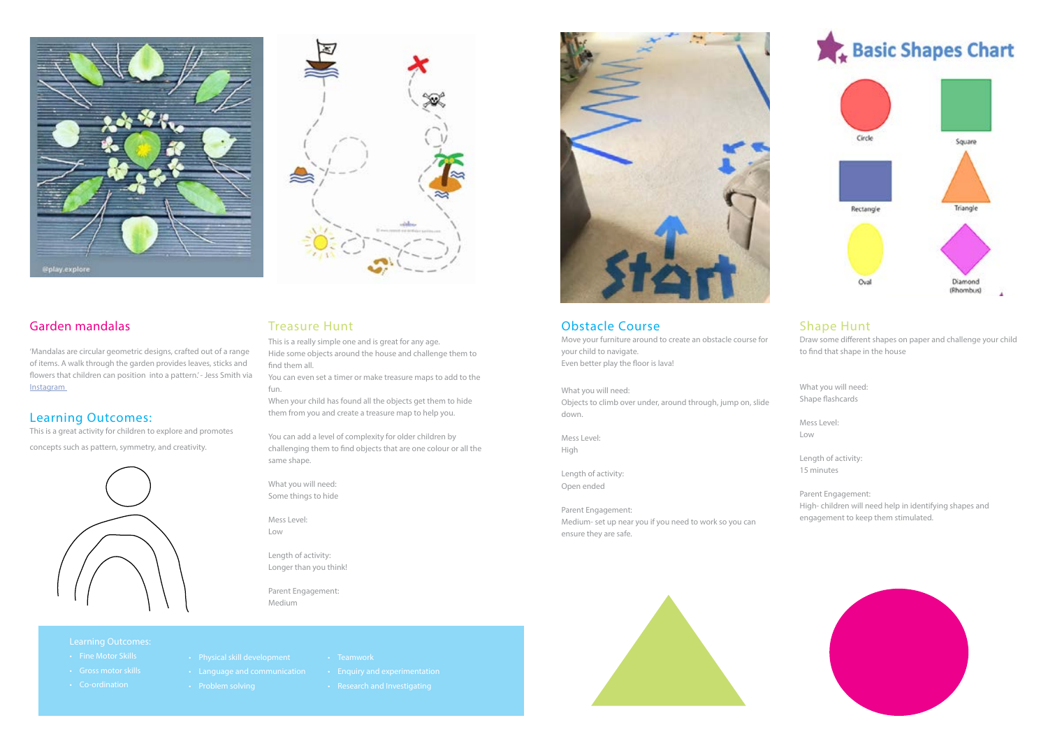## Garden mandalas

'Mandalas are circular geometric designs, crafted out of a range of items. A walk through the garden provides leaves, sticks and flowers that children can position into a pattern.' - Jess Smith via Instagram

## Learning Outcomes:

This is a great activity for children to explore and promotes concepts such as pattern, symmetry, and creativity.

## Treasure Hunt

This is a really simple one and is great for any age.
Hide some objects around the house and challenge them to find them all.
You can even set a timer or make treasure maps to add to the fun.
When your child has found all the objects get them to hide them from you and create a treasure map to help you.

You can add a level of complexity for older children by challenging them to find objects that are one colour or all the same shape.

What you will need:
Some things to hide

Mess Level:
Low

Length of activity:
Longer than you think!

Parent Engagement:
Medium

Learning Outcomes:

- Fine Motor Skills
- Gross motor skills
- Co-ordination
- Physical skill development
- Language and communication
- Problem solving
- Teamwork
- Enquiry and experimentation
- Research and Investigating

## Obstacle Course

Move your furniture around to create an obstacle course for your child to navigate.
Even better play the floor is lava!

What you will need:
Objects to climb over under, around through, jump on, slide down.

Mess Level:
High

Length of activity:
Open ended

Parent Engagement:
Medium- set up near you if you need to work so you can ensure they are safe.

## Shape Hunt

Draw some different shapes on paper and challenge your child to find that shape in the house

What you will need:
Shape flashcards

Mess Level:
Low

Length of activity:
15 minutes

Parent Engagement:
High- children will need help in identifying shapes and engagement to keep them stimulated.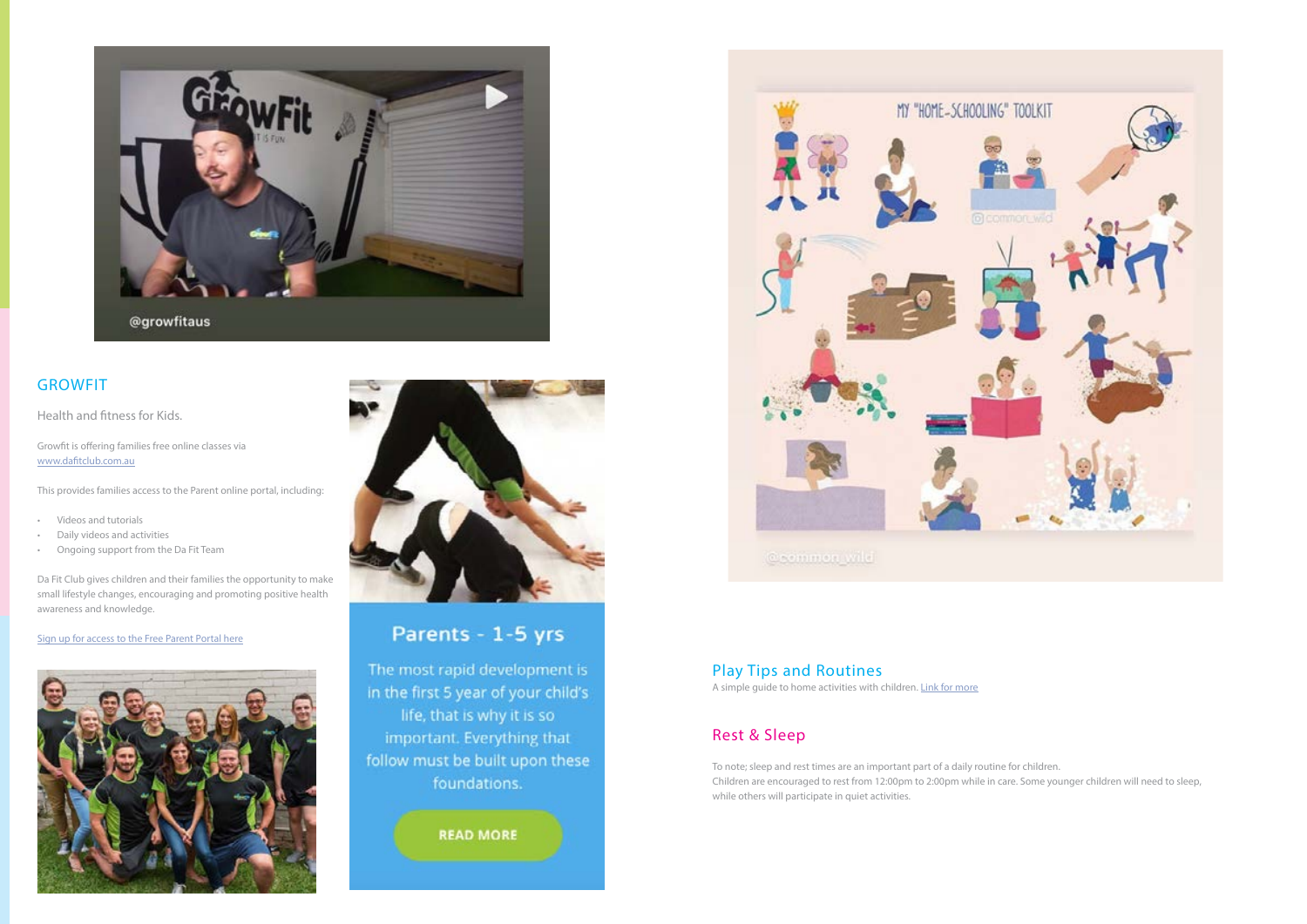## GROWFIT

Health and fitness for Kids.

Growfit is offering families free online classes via [www.dafitclub.com.au](www.dafitclub.com.au)

This provides families access to the Parent online portal, including:

- Videos and tutorials
- Daily videos and activities
- Ongoing support from the Da Fit Team

Da Fit Club gives children and their families the opportunity to make small lifestyle changes, encouraging and promoting positive health awareness and knowledge.

Sign up for access to the Free Parent Portal here

Parents - 1-5 yrs

The most rapid development is in the first 5 year of your child's life, that is why it is so important. Everything that follow must be built upon these foundations.

READ MORE

## Play Tips and Routines

A simple guide to home activities with children. Link for more

## Rest & Sleep

To note; sleep and rest times are an important part of a daily routine for children.
Children are encouraged to rest from 12:00pm to 2:00pm while in care. Some younger children will need to sleep, while others will participate in quiet activities.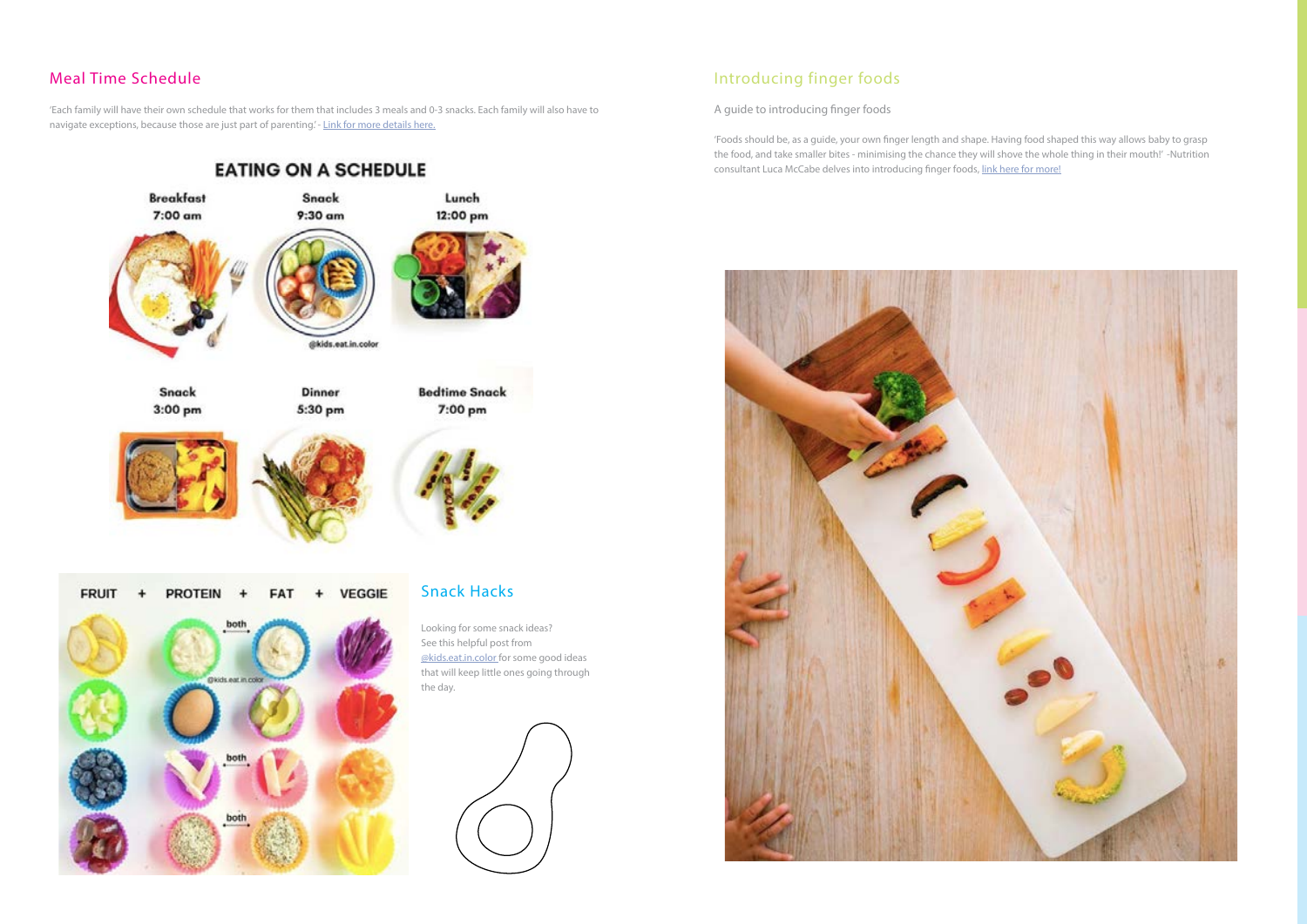## Meal Time Schedule

'Each family will have their own schedule that works for them that includes 3 meals and 0-3 snacks. Each family will also have to navigate exceptions, because those are just part of parenting.' - [Link for more details here.]()

**EATING ON A SCHEDULE**

| Breakfast | Snack | Lunch |
|---|---|---|
| 7:00 am | 9:30 am | 12:00 pm |

| Snack | Dinner | Bedtime Snack |
|---|---|---|
| 3:00 pm | 5:30 pm | 7:00 pm |

@kids.eat.in.color

**FRUIT + PROTEIN + FAT + VEGGIE**

## Snack Hacks

Looking for some snack ideas? See this helpful post from [@kids.eat.in.color]() for some good ideas that will keep little ones going through the day.

## Introducing finger foods

A guide to introducing finger foods

'Foods should be, as a guide, your own finger length and shape. Having food shaped this way allows baby to grasp the food, and take smaller bites - minimising the chance they will shove the whole thing in their mouth!' -Nutrition consultant Luca McCabe delves into introducing finger foods, [link here for more!]()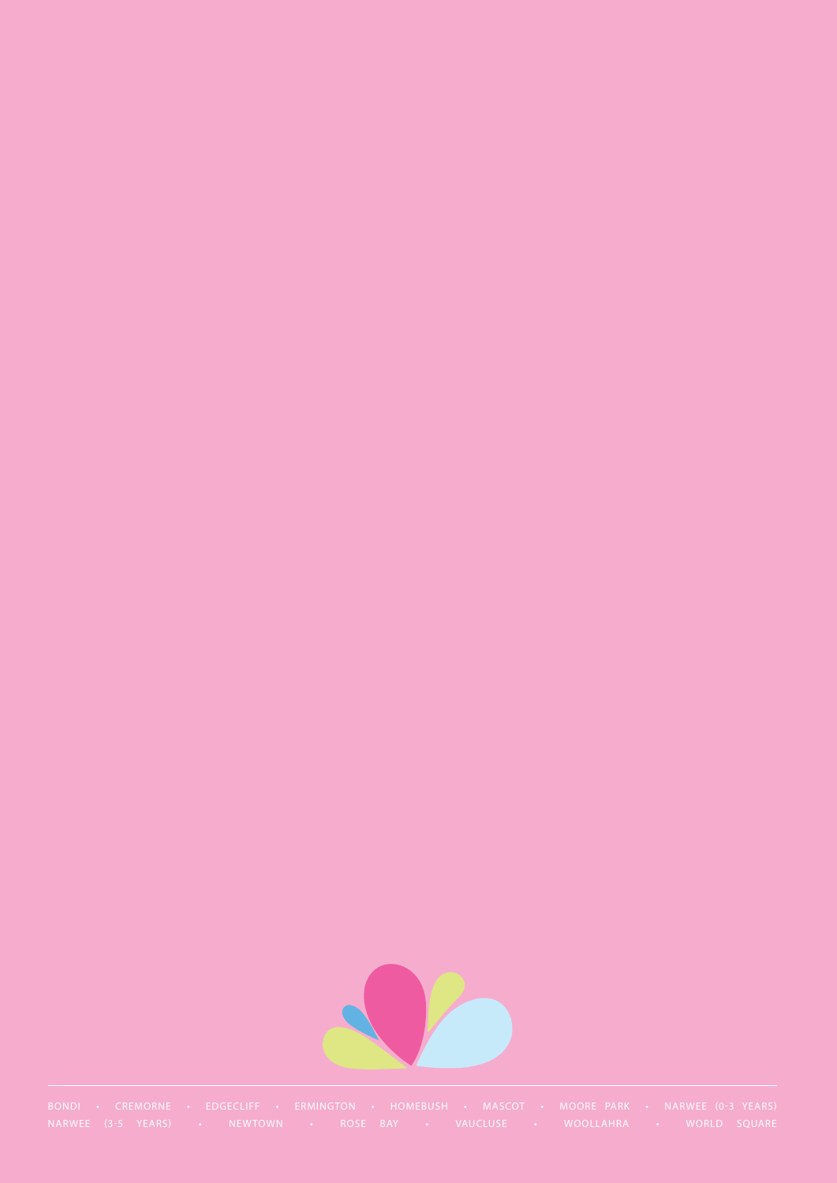BONDI • CREMORNE • EDGECLIFF • ERMINGTON • HOMEBUSH • MASCOT • MOORE PARK • NARWEE (0-3 YEARS)
NARWEE (3-5 YEARS) • NEWTOWN • ROSE BAY • VAUCLUSE • WOOLLAHRA • WORLD SQUARE